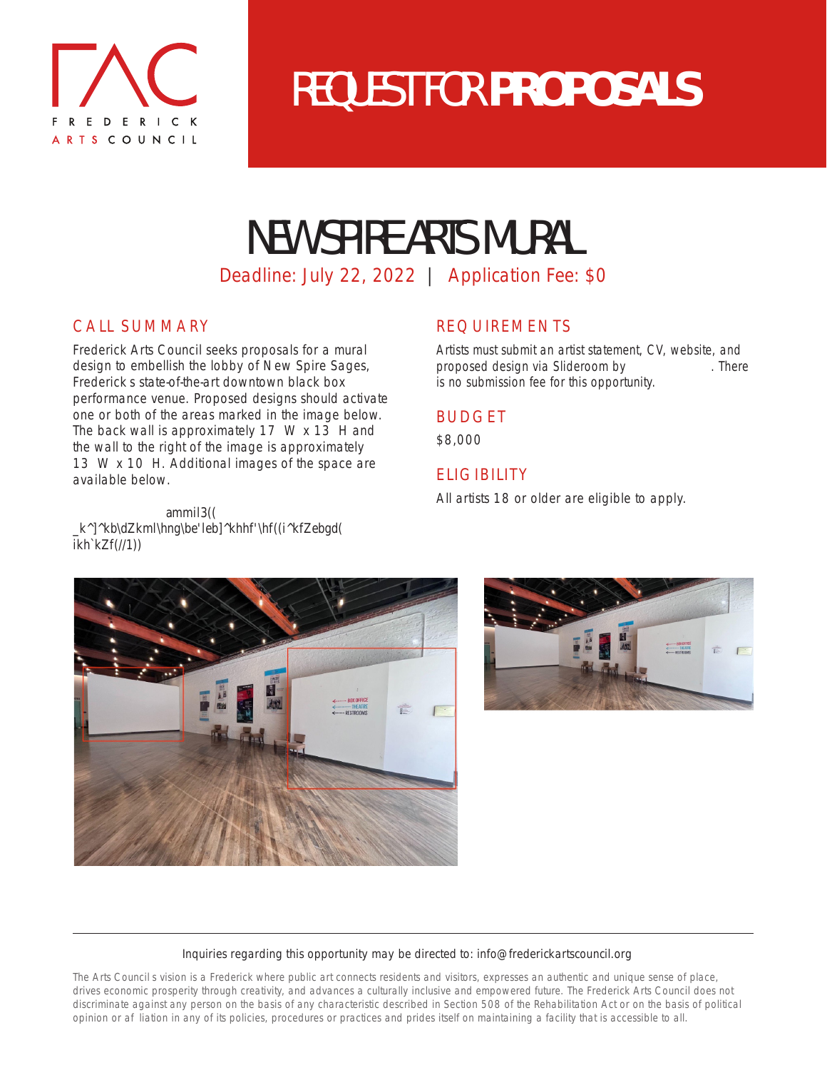FREDERICK ARTS COUNCIL

# REQUEST FOR **PROPOSALS**

## NEW SPIRE ARTS MURAL

Deadline: July 22, 2022 | Application Fee: $0

### CALL SUMMARY

Frederick Arts Council seeks proposals for a mural design to embellish the lobby of New Spire Sages, Frederick s state-of-the-art downtown black box performance venue. Proposed designs should activate one or both of the areas marked in the image below. The back wall is approximately 17 W x 13 H and the wall to the right of the image is approximately 13 W x 10 H. Additional images of the space are available below.

ammil3((
_k^]^kb\dZkml\hng\be'leb]^khhf'\hf((i^kfZebgd(
ikh`kZf(//1))

### REQUIREMENTS

Artists must submit an artist statement, CV, website, and proposed design via Slideroom by . There is no submission fee for this opportunity.

### BUDGET

$8,000

### ELIGIBILITY

All artists 18 or older are eligible to apply.

---

Inquiries regarding this opportunity may be directed to: info@frederickartscouncil.org

The Arts Council s vision is a Frederick where public art connects residents and visitors, expresses an authentic and unique sense of place, drives economic prosperity through creativity, and advances a culturally inclusive and empowered future. The Frederick Arts Council does not discriminate against any person on the basis of any characteristic described in Section 508 of the Rehabilitation Act or on the basis of political opinion or af liation in any of its policies, procedures or practices and prides itself on maintaining a facility that is accessible to all.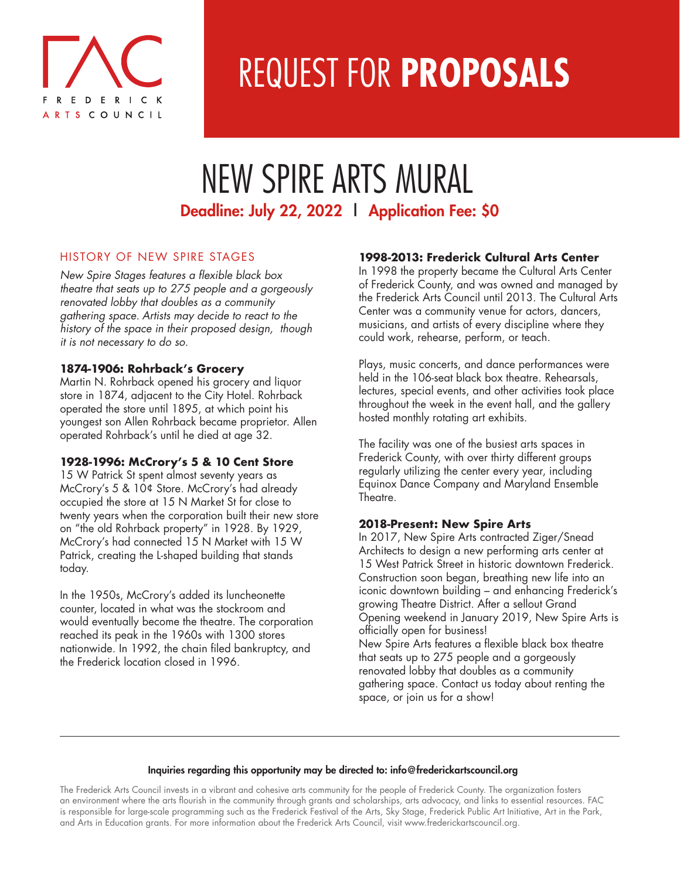FREDERICK ARTS COUNCIL

# REQUEST FOR **PROPOSALS**

# NEW SPIRE ARTS MURAL

**Deadline: July 22, 2022 | Application Fee: $0**

## HISTORY OF NEW SPIRE STAGES

*New Spire Stages features a flexible black box theatre that seats up to 275 people and a gorgeously renovated lobby that doubles as a community gathering space. Artists may decide to react to the history of the space in their proposed design, though it is not necessary to do so.*

### 1874-1906: Rohrback's Grocery

Martin N. Rohrback opened his grocery and liquor store in 1874, adjacent to the City Hotel. Rohrback operated the store until 1895, at which point his youngest son Allen Rohrback became proprietor. Allen operated Rohrback's until he died at age 32.

### 1928-1996: McCrory's 5 & 10 Cent Store

15 W Patrick St spent almost seventy years as McCrory's 5 & 10¢ Store. McCrory's had already occupied the store at 15 N Market St for close to twenty years when the corporation built their new store on "the old Rohrback property" in 1928. By 1929, McCrory's had connected 15 N Market with 15 W Patrick, creating the L-shaped building that stands today.

In the 1950s, McCrory's added its luncheonette counter, located in what was the stockroom and would eventually become the theatre. The corporation reached its peak in the 1960s with 1300 stores nationwide. In 1992, the chain filed bankruptcy, and the Frederick location closed in 1996.

### 1998-2013: Frederick Cultural Arts Center

In 1998 the property became the Cultural Arts Center of Frederick County, and was owned and managed by the Frederick Arts Council until 2013. The Cultural Arts Center was a community venue for actors, dancers, musicians, and artists of every discipline where they could work, rehearse, perform, or teach.

Plays, music concerts, and dance performances were held in the 106-seat black box theatre. Rehearsals, lectures, special events, and other activities took place throughout the week in the event hall, and the gallery hosted monthly rotating art exhibits.

The facility was one of the busiest arts spaces in Frederick County, with over thirty different groups regularly utilizing the center every year, including Equinox Dance Company and Maryland Ensemble Theatre.

### 2018-Present: New Spire Arts

In 2017, New Spire Arts contracted Ziger/Snead Architects to design a new performing arts center at 15 West Patrick Street in historic downtown Frederick. Construction soon began, breathing new life into an iconic downtown building – and enhancing Frederick's growing Theatre District. After a sellout Grand Opening weekend in January 2019, New Spire Arts is officially open for business!
New Spire Arts features a flexible black box theatre that seats up to 275 people and a gorgeously renovated lobby that doubles as a community gathering space. Contact us today about renting the space, or join us for a show!

---

**Inquiries regarding this opportunity may be directed to: info@frederickartscouncil.org**

The Frederick Arts Council invests in a vibrant and cohesive arts community for the people of Frederick County. The organization fosters an environment where the arts flourish in the community through grants and scholarships, arts advocacy, and links to essential resources. FAC is responsible for large-scale programming such as the Frederick Festival of the Arts, Sky Stage, Frederick Public Art Initiative, Art in the Park, and Arts in Education grants. For more information about the Frederick Arts Council, visit www.frederickartscouncil.org.